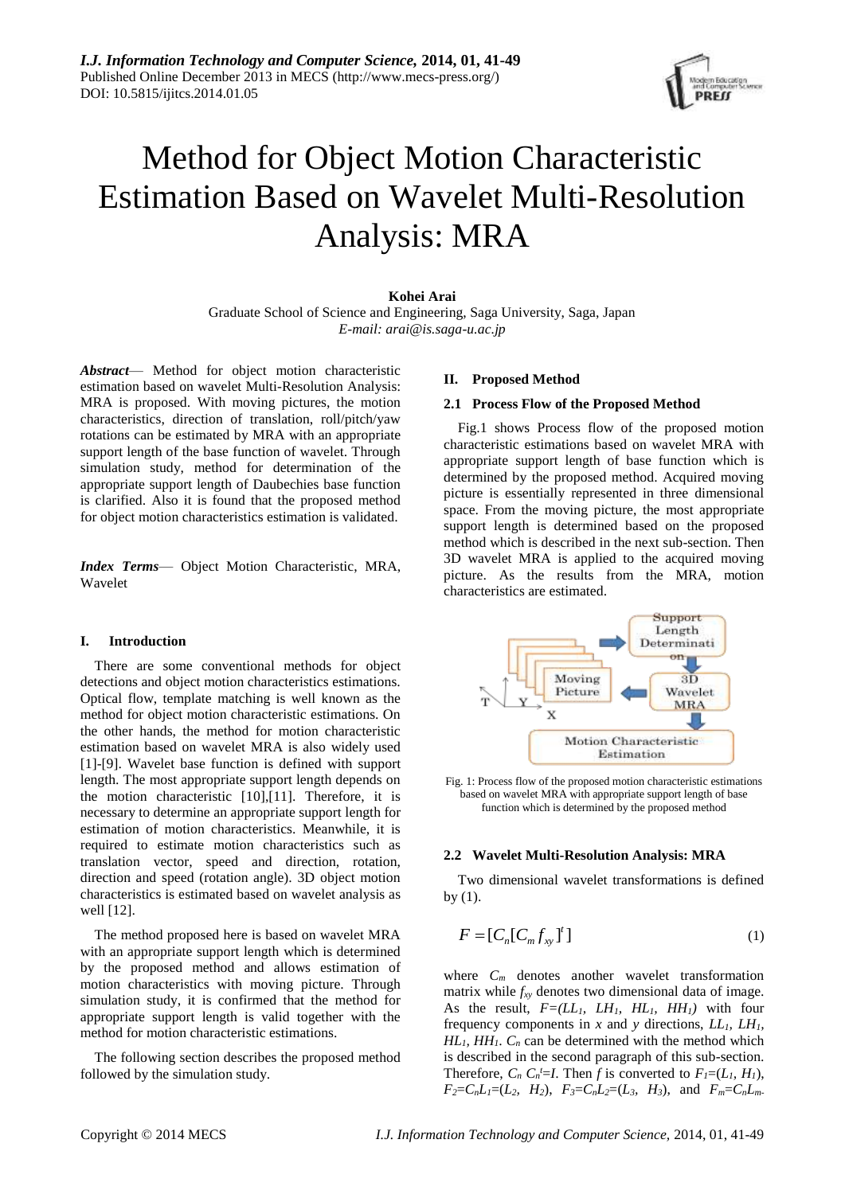# Method for Object Motion Characteristic Estimation Based on Wavelet Multi-Resolution Analysis: MRA

**Kohei Arai**

Graduate School of Science and Engineering, Saga University, Saga, Japan

*E-mail: arai@is.saga-u.ac.jp*

***Abstract***— Method for object motion characteristic estimation based on wavelet Multi-Resolution Analysis: MRA is proposed. With moving pictures, the motion characteristics, direction of translation, roll/pitch/yaw rotations can be estimated by MRA with an appropriate support length of the base function of wavelet. Through simulation study, method for determination of the appropriate support length of Daubechies base function is clarified. Also it is found that the proposed method for object motion characteristics estimation is validated.

***Index Terms***— Object Motion Characteristic, MRA, Wavelet

## I. Introduction

There are some conventional methods for object detections and object motion characteristics estimations. Optical flow, template matching is well known as the method for object motion characteristic estimations. On the other hands, the method for motion characteristic estimation based on wavelet MRA is also widely used [1]-[9]. Wavelet base function is defined with support length. The most appropriate support length depends on the motion characteristic [10],[11]. Therefore, it is necessary to determine an appropriate support length for estimation of motion characteristics. Meanwhile, it is required to estimate motion characteristics such as translation vector, speed and direction, rotation, direction and speed (rotation angle). 3D object motion characteristics is estimated based on wavelet analysis as well [12].

The method proposed here is based on wavelet MRA with an appropriate support length which is determined by the proposed method and allows estimation of motion characteristics with moving picture. Through simulation study, it is confirmed that the method for appropriate support length is valid together with the method for motion characteristic estimations.

The following section describes the proposed method followed by the simulation study.

## II. Proposed Method

### 2.1 Process Flow of the Proposed Method

Fig.1 shows Process flow of the proposed motion characteristic estimations based on wavelet MRA with appropriate support length of base function which is determined by the proposed method. Acquired moving picture is essentially represented in three dimensional space. From the moving picture, the most appropriate support length is determined based on the proposed method which is described in the next sub-section. Then 3D wavelet MRA is applied to the acquired moving picture. As the results from the MRA, motion characteristics are estimated.

Fig. 1: Process flow of the proposed motion characteristic estimations based on wavelet MRA with appropriate support length of base function which is determined by the proposed method

### 2.2 Wavelet Multi-Resolution Analysis: MRA

Two dimensional wavelet transformations is defined by (1).

$$F = [C_n[C_m f_{xy}]^t] \tag{1}$$

where $C_m$ denotes another wavelet transformation matrix while $f_{xy}$ denotes two dimensional data of image. As the result, $F=(LL_1, LH_1, HL_1, HH_1)$ with four frequency components in *x* and *y* directions, $LL_1$, $LH_1$, $HL_1$, $HH_1$. $C_n$ can be determined with the method which is described in the second paragraph of this sub-section. Therefore, $C_n C_n^t=I$. Then *f* is converted to $F_1=(L_1, H_1)$, $F_2=C_nL_1=(L_2, H_2)$, $F_3=C_nL_2=(L_3, H_3)$, and $F_m=C_nL_{m-}$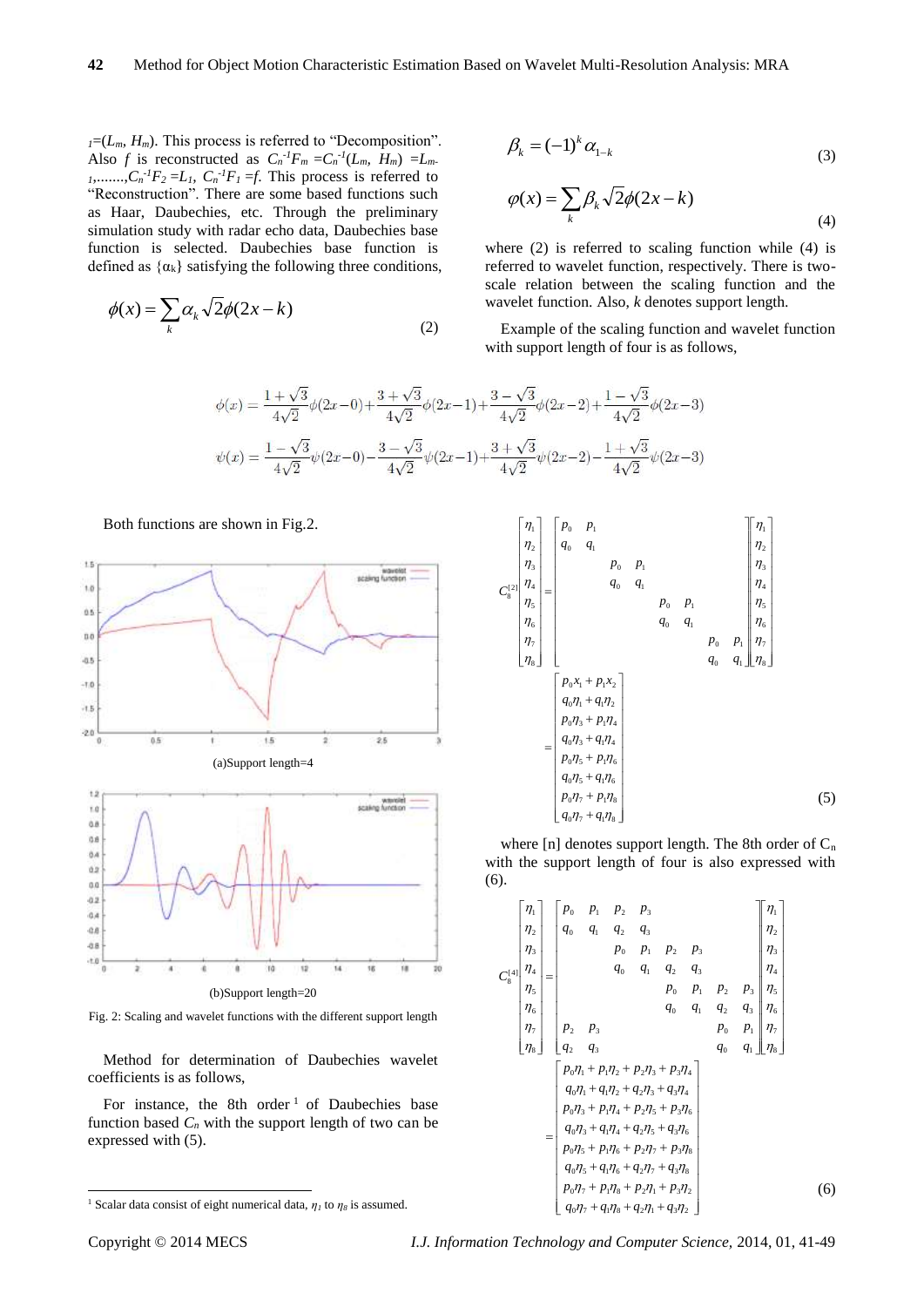$_1$=($L_m$, $H_m$). This process is referred to "Decomposition". Also $f$ is reconstructed as $C_n^{-1}F_m = C_n^{-1}(L_m, H_m) = L_{m-1}$,......., $C_n^{-1}F_2 = L_1$, $C_n^{-1}F_1 = f$. This process is referred to "Reconstruction". There are some based functions such as Haar, Daubechies, etc. Through the preliminary simulation study with radar echo data, Daubechies base function is selected. Daubechies base function is defined as $\{\alpha_k\}$ satisfying the following three conditions,

$$\phi(x) = \sum_k \alpha_k \sqrt{2}\phi(2x-k) \tag{2}$$

$$\beta_k = (-1)^k \alpha_{1-k} \tag{3}$$

$$\varphi(x) = \sum_k \beta_k \sqrt{2}\phi(2x-k) \tag{4}$$

where (2) is referred to scaling function while (4) is referred to wavelet function, respectively. There is two-scale relation between the scaling function and the wavelet function. Also, $k$ denotes support length.

Example of the scaling function and wavelet function with support length of four is as follows,

$$\phi(x) = \frac{1+\sqrt{3}}{4\sqrt{2}}\phi(2x-0) + \frac{3+\sqrt{3}}{4\sqrt{2}}\phi(2x-1) + \frac{3-\sqrt{3}}{4\sqrt{2}}\phi(2x-2) + \frac{1-\sqrt{3}}{4\sqrt{2}}\phi(2x-3)$$

$$\psi(x) = \frac{1-\sqrt{3}}{4\sqrt{2}}\psi(2x-0) - \frac{3-\sqrt{3}}{4\sqrt{2}}\psi(2x-1) + \frac{3+\sqrt{3}}{4\sqrt{2}}\psi(2x-2) - \frac{1+\sqrt{3}}{4\sqrt{2}}\psi(2x-3)$$

Both functions are shown in Fig.2.

(a)Support length=4

(b)Support length=20

Fig. 2: Scaling and wavelet functions with the different support length

Method for determination of Daubechies wavelet coefficients is as follows,

For instance, the 8th order[1] of Daubechies base function based $C_n$ with the support length of two can be expressed with (5).

$$C_8^{[2]}\begin{bmatrix}\eta_1\\\eta_2\\\eta_3\\\eta_4\\\eta_5\\\eta_6\\\eta_7\\\eta_8\end{bmatrix} = \begin{bmatrix} p_0 & p_1 & & & & & & \\ q_0 & q_1 & & & & & & \\ & & p_0 & p_1 & & & & \\ & & q_0 & q_1 & & & & \\ & & & & p_0 & p_1 & & \\ & & & & q_0 & q_1 & & \\ & & & & & & p_0 & p_1 \\ & & & & & & q_0 & q_1 \end{bmatrix}\begin{bmatrix}\eta_1\\\eta_2\\\eta_3\\\eta_4\\\eta_5\\\eta_6\\\eta_7\\\eta_8\end{bmatrix} = \begin{bmatrix} p_0x_1 + p_1x_2 \\ q_0\eta_1 + q_1\eta_2 \\ p_0\eta_3 + p_1\eta_4 \\ q_0\eta_3 + q_1\eta_4 \\ p_0\eta_5 + p_1\eta_6 \\ q_0\eta_5 + q_1\eta_6 \\ p_0\eta_7 + p_1\eta_8 \\ q_0\eta_7 + q_1\eta_8 \end{bmatrix} \tag{5}$$

where [n] denotes support length. The 8th order of $C_n$ with the support length of four is also expressed with (6).

$$C_8^{[4]}\begin{bmatrix}\eta_1\\\eta_2\\\eta_3\\\eta_4\\\eta_5\\\eta_6\\\eta_7\\\eta_8\end{bmatrix} = \begin{bmatrix} p_0 & p_1 & p_2 & p_3 & & & & \\ q_0 & q_1 & q_2 & q_3 & & & & \\ & & p_0 & p_1 & p_2 & p_3 & & \\ & & q_0 & q_1 & q_2 & q_3 & & \\ & & & & p_0 & p_1 & p_2 & p_3 \\ & & & & q_0 & q_1 & q_2 & q_3 \\ p_2 & p_3 & & & & & p_0 & p_1 \\ q_2 & q_3 & & & & & q_0 & q_1 \end{bmatrix}\begin{bmatrix}\eta_1\\\eta_2\\\eta_3\\\eta_4\\\eta_5\\\eta_6\\\eta_7\\\eta_8\end{bmatrix} = \begin{bmatrix} p_0\eta_1 + p_1\eta_2 + p_2\eta_3 + p_3\eta_4 \\ q_0\eta_1 + q_1\eta_2 + q_2\eta_3 + q_3\eta_4 \\ p_0\eta_3 + p_1\eta_4 + p_2\eta_5 + p_3\eta_6 \\ q_0\eta_3 + q_1\eta_4 + q_2\eta_5 + q_3\eta_6 \\ p_0\eta_5 + p_1\eta_6 + p_2\eta_7 + p_3\eta_8 \\ q_0\eta_5 + q_1\eta_6 + q_2\eta_7 + q_3\eta_8 \\ p_0\eta_7 + p_1\eta_8 + p_2\eta_1 + p_3\eta_2 \\ q_0\eta_7 + q_1\eta_8 + q_2\eta_1 + q_3\eta_2 \end{bmatrix} \tag{6}$$

[1] Scalar data consist of eight numerical data, $\eta_1$ to $\eta_8$ is assumed.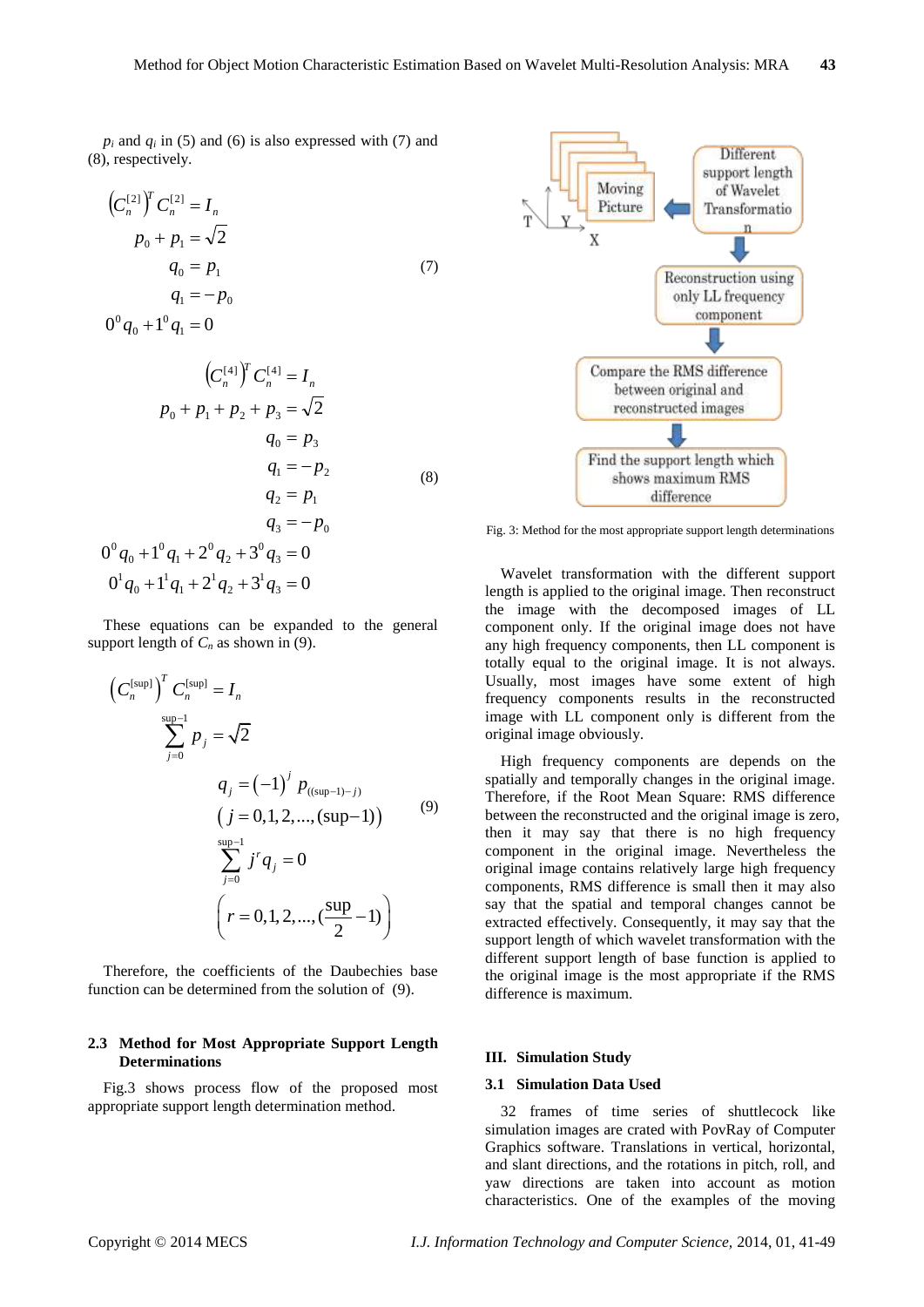$p_i$ and $q_i$ in (5) and (6) is also expressed with (7) and (8), respectively.

$$
\begin{aligned}
&\left(C_n^{[2]}\right)^T C_n^{[2]} = I_n \\
&p_0 + p_1 = \sqrt{2} \\
&q_0 = p_1 \\
&q_1 = -p_0 \\
&0^0 q_0 + 1^0 q_1 = 0
\end{aligned} \tag{7}
$$

$$
\begin{aligned}
&\left(C_n^{[4]}\right)^T C_n^{[4]} = I_n \\
&p_0 + p_1 + p_2 + p_3 = \sqrt{2} \\
&q_0 = p_3 \\
&q_1 = -p_2 \\
&q_2 = p_1 \\
&q_3 = -p_0 \\
&0^0 q_0 + 1^0 q_1 + 2^0 q_2 + 3^0 q_3 = 0 \\
&0^1 q_0 + 1^1 q_1 + 2^1 q_2 + 3^1 q_3 = 0
\end{aligned} \tag{8}
$$

These equations can be expanded to the general support length of $C_n$ as shown in (9).

$$
\begin{aligned}
&\left(C_n^{[\sup]}\right)^T C_n^{[\sup]} = I_n \\
&\sum_{j=0}^{\sup-1} p_j = \sqrt{2} \\
&q_j = (-1)^j \, p_{((\sup-1)-j)} \\
&\left(j = 0,1,2,\ldots,(\sup-1)\right) \\
&\sum_{j=0}^{\sup-1} j^r q_j = 0 \\
&\left(r = 0,1,2,\ldots,(\frac{\sup}{2}-1)\right)
\end{aligned} \tag{9}
$$

Therefore, the coefficients of the Daubechies base function can be determined from the solution of (9).

### 2.3 Method for Most Appropriate Support Length Determinations

Fig.3 shows process flow of the proposed most appropriate support length determination method.

Fig. 3: Method for the most appropriate support length determinations

Wavelet transformation with the different support length is applied to the original image. Then reconstruct the image with the decomposed images of LL component only. If the original image does not have any high frequency components, then LL component is totally equal to the original image. It is not always. Usually, most images have some extent of high frequency components results in the reconstructed image with LL component only is different from the original image obviously.

High frequency components are depends on the spatially and temporally changes in the original image. Therefore, if the Root Mean Square: RMS difference between the reconstructed and the original image is zero, then it may say that there is no high frequency component in the original image. Nevertheless the original image contains relatively large high frequency components, RMS difference is small then it may also say that the spatial and temporal changes cannot be extracted effectively. Consequently, it may say that the support length of which wavelet transformation with the different support length of base function is applied to the original image is the most appropriate if the RMS difference is maximum.

## III. Simulation Study

### 3.1 Simulation Data Used

32 frames of time series of shuttlecock like simulation images are crated with PovRay of Computer Graphics software. Translations in vertical, horizontal, and slant directions, and the rotations in pitch, roll, and yaw directions are taken into account as motion characteristics. One of the examples of the moving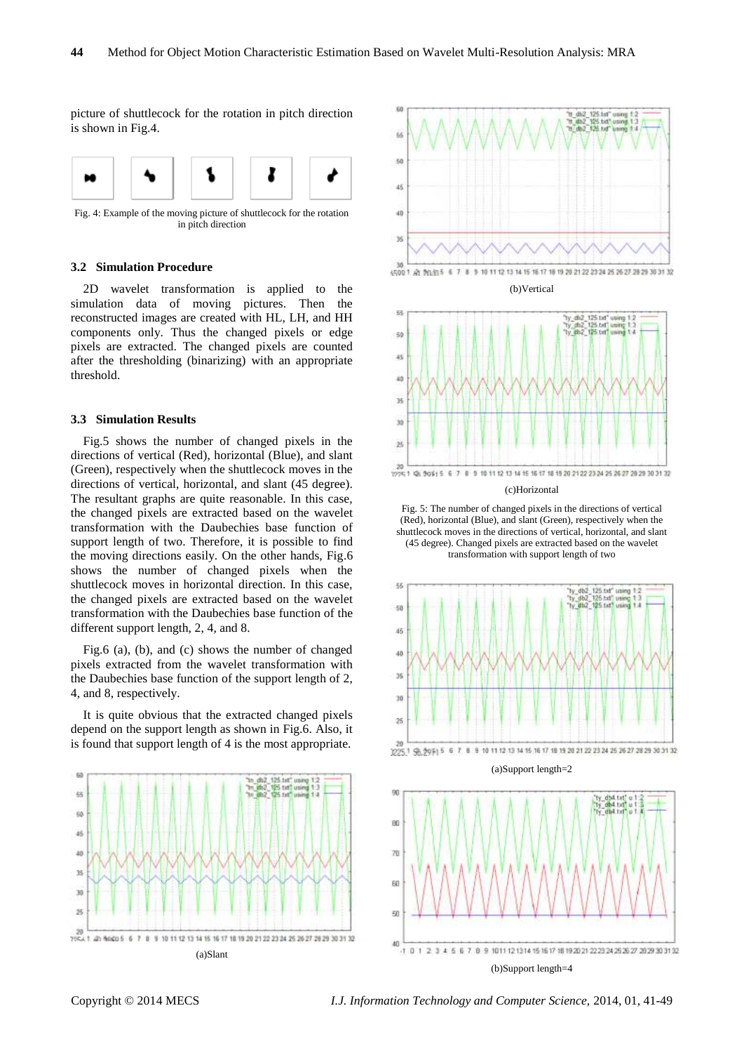picture of shuttlecock for the rotation in pitch direction is shown in Fig.4.

Fig. 4: Example of the moving picture of shuttlecock for the rotation in pitch direction

### 3.2 Simulation Procedure

2D wavelet transformation is applied to the simulation data of moving pictures. Then the reconstructed images are created with HL, LH, and HH components only. Thus the changed pixels or edge pixels are extracted. The changed pixels are counted after the thresholding (binarizing) with an appropriate threshold.

### 3.3 Simulation Results

Fig.5 shows the number of changed pixels in the directions of vertical (Red), horizontal (Blue), and slant (Green), respectively when the shuttlecock moves in the directions of vertical, horizontal, and slant (45 degree). The resultant graphs are quite reasonable. In this case, the changed pixels are extracted based on the wavelet transformation with the Daubechies base function of support length of two. Therefore, it is possible to find the moving directions easily. On the other hands, Fig.6 shows the number of changed pixels when the shuttlecock moves in horizontal direction. In this case, the changed pixels are extracted based on the wavelet transformation with the Daubechies base function of the different support length, 2, 4, and 8.

Fig.6 (a), (b), and (c) shows the number of changed pixels extracted from the wavelet transformation with the Daubechies base function of the support length of 2, 4, and 8, respectively.

It is quite obvious that the extracted changed pixels depend on the support length as shown in Fig.6. Also, it is found that support length of 4 is the most appropriate.

(a)Slant

(b)Vertical

(c)Horizontal

Fig. 5: The number of changed pixels in the directions of vertical (Red), horizontal (Blue), and slant (Green), respectively when the shuttlecock moves in the directions of vertical, horizontal, and slant (45 degree). Changed pixels are extracted based on the wavelet transformation with support length of two

(a)Support length=2

(b)Support length=4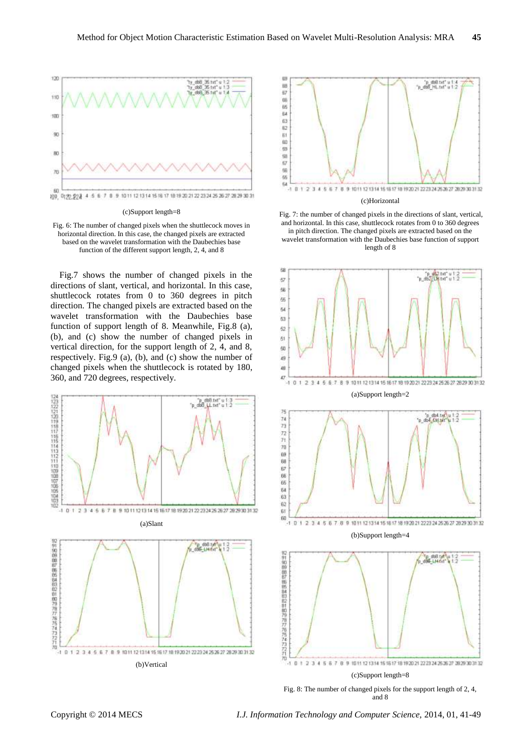(c)Support length=8

Fig. 6: The number of changed pixels when the shuttlecock moves in horizontal direction. In this case, the changed pixels are extracted based on the wavelet transformation with the Daubechies base function of the different support length, 2, 4, and 8

Fig.7 shows the number of changed pixels in the directions of slant, vertical, and horizontal. In this case, shuttlecock rotates from 0 to 360 degrees in pitch direction. The changed pixels are extracted based on the wavelet transformation with the Daubechies base function of support length of 8. Meanwhile, Fig.8 (a), (b), and (c) show the number of changed pixels in vertical direction, for the support length of 2, 4, and 8, respectively. Fig.9 (a), (b), and (c) show the number of changed pixels when the shuttlecock is rotated by 180, 360, and 720 degrees, respectively.

(a)Slant

(b)Vertical

(c)Horizontal

Fig. 7: the number of changed pixels in the directions of slant, vertical, and horizontal. In this case, shuttlecock rotates from 0 to 360 degrees in pitch direction. The changed pixels are extracted based on the wavelet transformation with the Daubechies base function of support length of 8

(a)Support length=2

(b)Support length=4

(c)Support length=8

Fig. 8: The number of changed pixels for the support length of 2, 4, and 8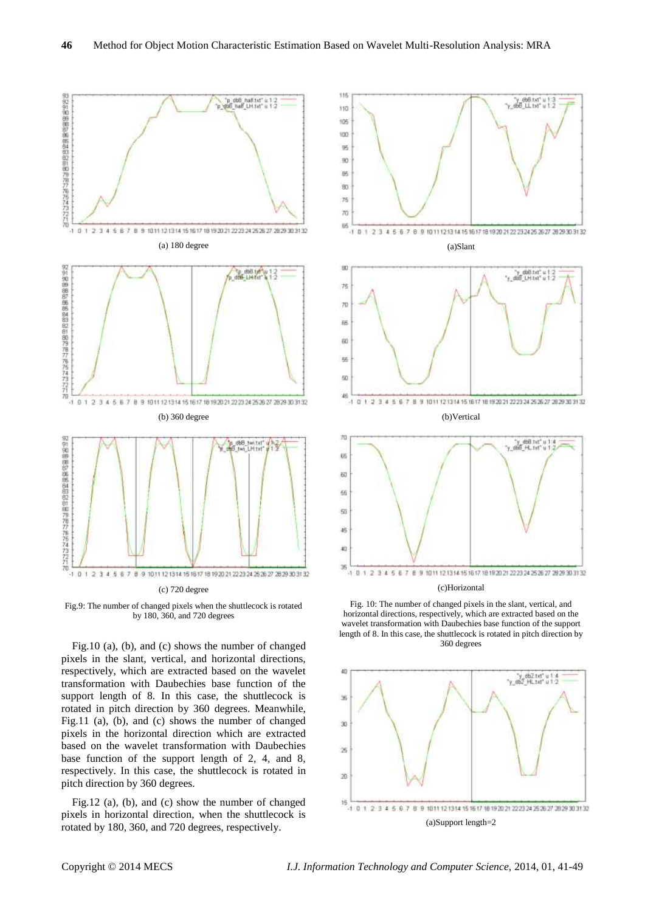(a) 180 degree

(b) 360 degree

(c) 720 degree

Fig.9: The number of changed pixels when the shuttlecock is rotated by 180, 360, and 720 degrees

(a)Slant

(b)Vertical

(c)Horizontal

Fig. 10: The number of changed pixels in the slant, vertical, and horizontal directions, respectively, which are extracted based on the wavelet transformation with Daubechies base function of the support length of 8. In this case, the shuttlecock is rotated in pitch direction by 360 degrees

Fig.10 (a), (b), and (c) shows the number of changed pixels in the slant, vertical, and horizontal directions, respectively, which are extracted based on the wavelet transformation with Daubechies base function of the support length of 8. In this case, the shuttlecock is rotated in pitch direction by 360 degrees. Meanwhile, Fig.11 (a), (b), and (c) shows the number of changed pixels in the horizontal direction which are extracted based on the wavelet transformation with Daubechies base function of the support length of 2, 4, and 8, respectively. In this case, the shuttlecock is rotated in pitch direction by 360 degrees.

Fig.12 (a), (b), and (c) show the number of changed pixels in horizontal direction, when the shuttlecock is rotated by 180, 360, and 720 degrees, respectively.

(a)Support length=2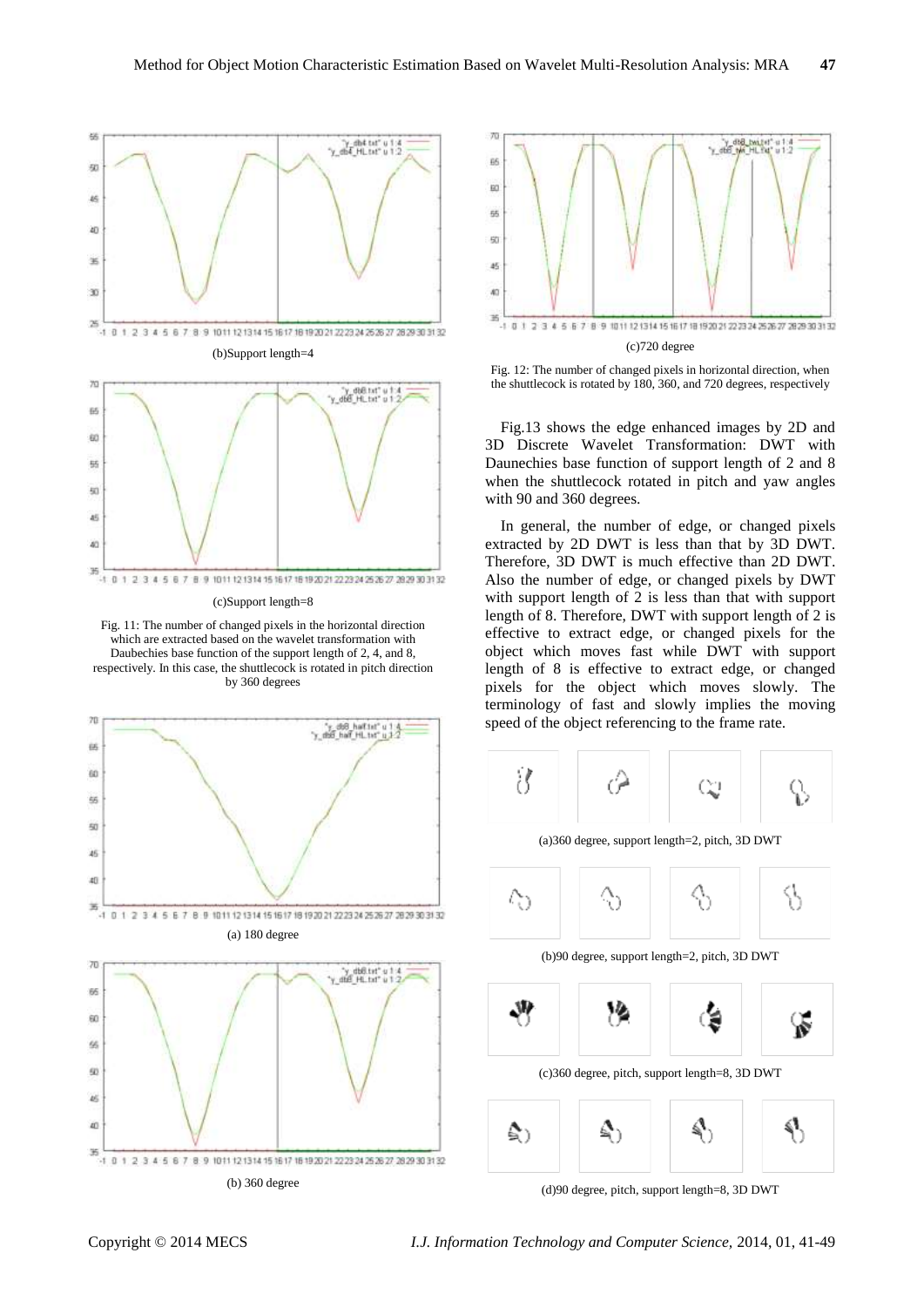(b)Support length=4

(c)Support length=8

Fig. 11: The number of changed pixels in the horizontal direction which are extracted based on the wavelet transformation with Daubechies base function of the support length of 2, 4, and 8, respectively. In this case, the shuttlecock is rotated in pitch direction by 360 degrees

(a) 180 degree

(b) 360 degree

(c)720 degree

Fig. 12: The number of changed pixels in horizontal direction, when the shuttlecock is rotated by 180, 360, and 720 degrees, respectively

Fig.13 shows the edge enhanced images by 2D and 3D Discrete Wavelet Transformation: DWT with Daunechies base function of support length of 2 and 8 when the shuttlecock rotated in pitch and yaw angles with 90 and 360 degrees.

In general, the number of edge, or changed pixels extracted by 2D DWT is less than that by 3D DWT. Therefore, 3D DWT is much effective than 2D DWT. Also the number of edge, or changed pixels by DWT with support length of 2 is less than that with support length of 8. Therefore, DWT with support length of 2 is effective to extract edge, or changed pixels for the object which moves fast while DWT with support length of 8 is effective to extract edge, or changed pixels for the object which moves slowly. The terminology of fast and slowly implies the moving speed of the object referencing to the frame rate.

(a)360 degree, support length=2, pitch, 3D DWT

(b)90 degree, support length=2, pitch, 3D DWT

(c)360 degree, pitch, support length=8, 3D DWT

(d)90 degree, pitch, support length=8, 3D DWT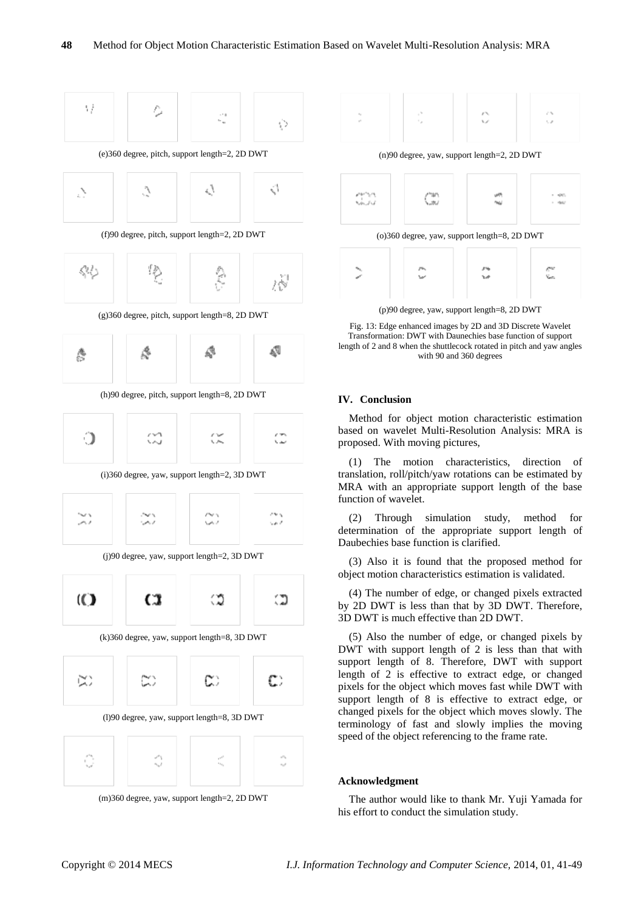(e)360 degree, pitch, support length=2, 2D DWT

(f)90 degree, pitch, support length=2, 2D DWT

(g)360 degree, pitch, support length=8, 2D DWT

(h)90 degree, pitch, support length=8, 2D DWT

(i)360 degree, yaw, support length=2, 3D DWT

(j)90 degree, yaw, support length=2, 3D DWT

(k)360 degree, yaw, support length=8, 3D DWT

(l)90 degree, yaw, support length=8, 3D DWT

(m)360 degree, yaw, support length=2, 2D DWT

(n)90 degree, yaw, support length=2, 2D DWT

(o)360 degree, yaw, support length=8, 2D DWT

(p)90 degree, yaw, support length=8, 2D DWT

Fig. 13: Edge enhanced images by 2D and 3D Discrete Wavelet Transformation: DWT with Daunechies base function of support length of 2 and 8 when the shuttlecock rotated in pitch and yaw angles with 90 and 360 degrees

## IV. Conclusion

Method for object motion characteristic estimation based on wavelet Multi-Resolution Analysis: MRA is proposed. With moving pictures,

(1) The motion characteristics, direction of translation, roll/pitch/yaw rotations can be estimated by MRA with an appropriate support length of the base function of wavelet.

(2) Through simulation study, method for determination of the appropriate support length of Daubechies base function is clarified.

(3) Also it is found that the proposed method for object motion characteristics estimation is validated.

(4) The number of edge, or changed pixels extracted by 2D DWT is less than that by 3D DWT. Therefore, 3D DWT is much effective than 2D DWT.

(5) Also the number of edge, or changed pixels by DWT with support length of 2 is less than that with support length of 8. Therefore, DWT with support length of 2 is effective to extract edge, or changed pixels for the object which moves fast while DWT with support length of 8 is effective to extract edge, or changed pixels for the object which moves slowly. The terminology of fast and slowly implies the moving speed of the object referencing to the frame rate.

## Acknowledgment

The author would like to thank Mr. Yuji Yamada for his effort to conduct the simulation study.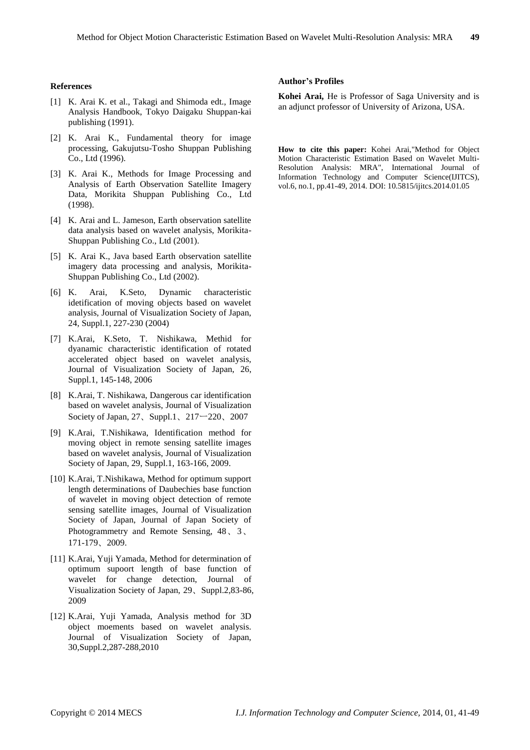## References

[1] K. Arai K. et al., Takagi and Shimoda edt., Image Analysis Handbook, Tokyo Daigaku Shuppan-kai publishing (1991).

[2] K. Arai K., Fundamental theory for image processing, Gakujutsu-Tosho Shuppan Publishing Co., Ltd (1996).

[3] K. Arai K., Methods for Image Processing and Analysis of Earth Observation Satellite Imagery Data, Morikita Shuppan Publishing Co., Ltd (1998).

[4] K. Arai and L. Jameson, Earth observation satellite data analysis based on wavelet analysis, Morikita-Shuppan Publishing Co., Ltd (2001).

[5] K. Arai K., Java based Earth observation satellite imagery data processing and analysis, Morikita-Shuppan Publishing Co., Ltd (2002).

[6] K. Arai, K.Seto, Dynamic characteristic idetification of moving objects based on wavelet analysis, Journal of Visualization Society of Japan, 24, Suppl.1, 227-230 (2004)

[7] K.Arai, K.Seto, T. Nishikawa, Methid for dyanamic characteristic identification of rotated accelerated object based on wavelet analysis, Journal of Visualization Society of Japan, 26, Suppl.1, 145-148, 2006

[8] K.Arai, T. Nishikawa, Dangerous car identification based on wavelet analysis, Journal of Visualization Society of Japan, 27、Suppl.1、217一220、2007

[9] K.Arai, T.Nishikawa, Identification method for moving object in remote sensing satellite images based on wavelet analysis, Journal of Visualization Society of Japan, 29, Suppl.1, 163-166, 2009.

[10] K.Arai, T.Nishikawa, Method for optimum support length determinations of Daubechies base function of wavelet in moving object detection of remote sensing satellite images, Journal of Visualization Society of Japan, Journal of Japan Society of Photogrammetry and Remote Sensing, 48、3、171-179、2009.

[11] K.Arai, Yuji Yamada, Method for determination of optimum supoort length of base function of wavelet for change detection, Journal of Visualization Society of Japan, 29、Suppl.2,83-86, 2009

[12] K.Arai, Yuji Yamada, Analysis method for 3D object moements based on wavelet analysis. Journal of Visualization Society of Japan, 30,Suppl.2,287-288,2010

## Author's Profiles

**Kohei Arai,** He is Professor of Saga University and is an adjunct professor of University of Arizona, USA.

**How to cite this paper:** Kohei Arai,"Method for Object Motion Characteristic Estimation Based on Wavelet Multi-Resolution Analysis: MRA", International Journal of Information Technology and Computer Science(IJITCS), vol.6, no.1, pp.41-49, 2014. DOI: 10.5815/ijitcs.2014.01.05